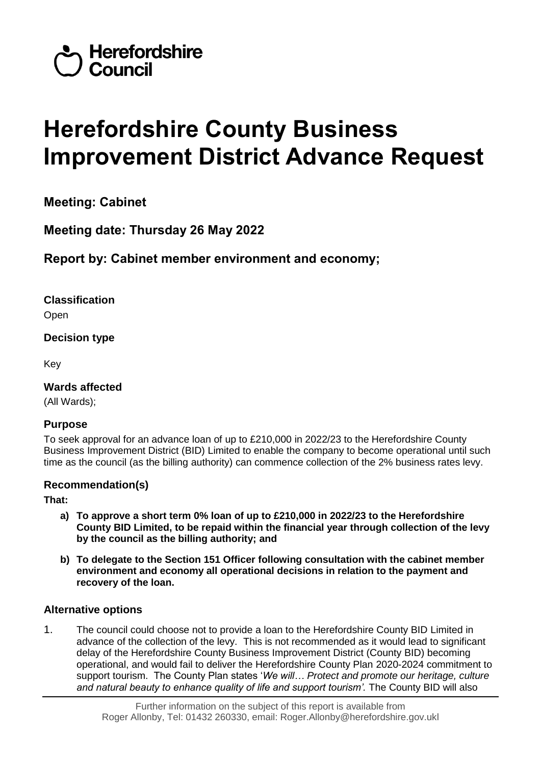Herefordshire Council

# Herefordshire County Business Improvement District Advance Request

## Meeting: Cabinet

## Meeting date: Thursday 26 May 2022

## Report by: Cabinet member environment and economy;

### Classification

Open

### Decision type

Key

### Wards affected

(All Wards);

### Purpose

To seek approval for an advance loan of up to £210,000 in 2022/23 to the Herefordshire County Business Improvement District (BID) Limited to enable the company to become operational until such time as the council (as the billing authority) can commence collection of the 2% business rates levy.

### Recommendation(s)

**That:**

- **a) To approve a short term 0% loan of up to £210,000 in 2022/23 to the Herefordshire County BID Limited, to be repaid within the financial year through collection of the levy by the council as the billing authority; and**
- **b) To delegate to the Section 151 Officer following consultation with the cabinet member environment and economy all operational decisions in relation to the payment and recovery of the loan.**

### Alternative options

1. The council could choose not to provide a loan to the Herefordshire County BID Limited in advance of the collection of the levy. This is not recommended as it would lead to significant delay of the Herefordshire County Business Improvement District (County BID) becoming operational, and would fail to deliver the Herefordshire County Plan 2020-2024 commitment to support tourism. The County Plan states '*We will… Protect and promote our heritage, culture and natural beauty to enhance quality of life and support tourism'.* The County BID will also

Further information on the subject of this report is available from Roger Allonby, Tel: 01432 260330, email: Roger.Allonby@herefordshire.gov.ukl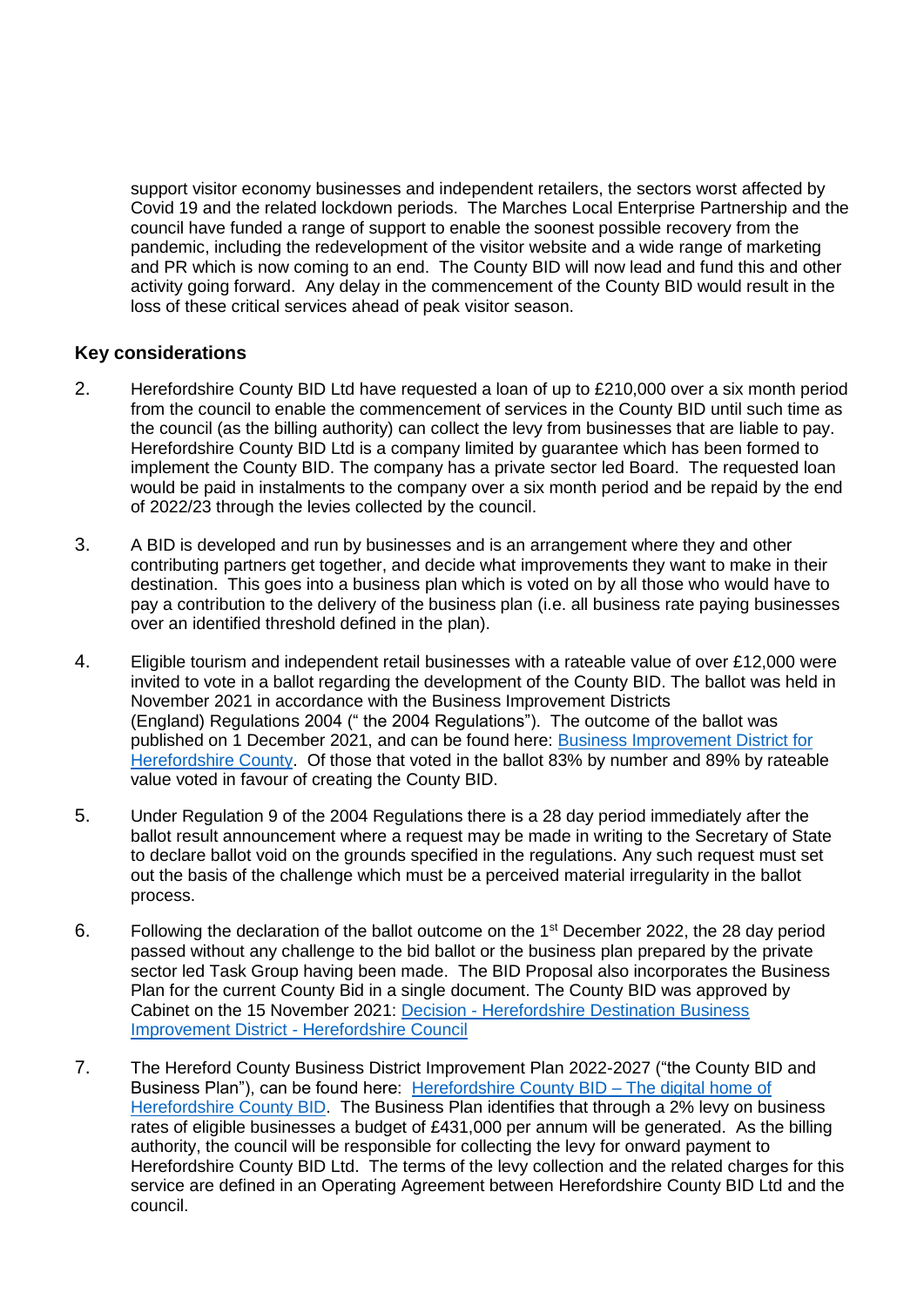support visitor economy businesses and independent retailers, the sectors worst affected by Covid 19 and the related lockdown periods. The Marches Local Enterprise Partnership and the council have funded a range of support to enable the soonest possible recovery from the pandemic, including the redevelopment of the visitor website and a wide range of marketing and PR which is now coming to an end. The County BID will now lead and fund this and other activity going forward. Any delay in the commencement of the County BID would result in the loss of these critical services ahead of peak visitor season.

## Key considerations

2. Herefordshire County BID Ltd have requested a loan of up to £210,000 over a six month period from the council to enable the commencement of services in the County BID until such time as the council (as the billing authority) can collect the levy from businesses that are liable to pay. Herefordshire County BID Ltd is a company limited by guarantee which has been formed to implement the County BID. The company has a private sector led Board. The requested loan would be paid in instalments to the company over a six month period and be repaid by the end of 2022/23 through the levies collected by the council.

3. A BID is developed and run by businesses and is an arrangement where they and other contributing partners get together, and decide what improvements they want to make in their destination. This goes into a business plan which is voted on by all those who would have to pay a contribution to the delivery of the business plan (i.e. all business rate paying businesses over an identified threshold defined in the plan).

4. Eligible tourism and independent retail businesses with a rateable value of over £12,000 were invited to vote in a ballot regarding the development of the County BID. The ballot was held in November 2021 in accordance with the Business Improvement Districts (England) Regulations 2004 (" the 2004 Regulations"). The outcome of the ballot was published on 1 December 2021, and can be found here: [Business Improvement District for Herefordshire County](). Of those that voted in the ballot 83% by number and 89% by rateable value voted in favour of creating the County BID.

5. Under Regulation 9 of the 2004 Regulations there is a 28 day period immediately after the ballot result announcement where a request may be made in writing to the Secretary of State to declare ballot void on the grounds specified in the regulations. Any such request must set out the basis of the challenge which must be a perceived material irregularity in the ballot process.

6. Following the declaration of the ballot outcome on the 1st December 2022, the 28 day period passed without any challenge to the bid ballot or the business plan prepared by the private sector led Task Group having been made. The BID Proposal also incorporates the Business Plan for the current County Bid in a single document. The County BID was approved by Cabinet on the 15 November 2021: [Decision - Herefordshire Destination Business Improvement District - Herefordshire Council]()

7. The Hereford County Business District Improvement Plan 2022-2027 ("the County BID and Business Plan"), can be found here: [Herefordshire County BID – The digital home of Herefordshire County BID](). The Business Plan identifies that through a 2% levy on business rates of eligible businesses a budget of £431,000 per annum will be generated. As the billing authority, the council will be responsible for collecting the levy for onward payment to Herefordshire County BID Ltd. The terms of the levy collection and the related charges for this service are defined in an Operating Agreement between Herefordshire County BID Ltd and the council.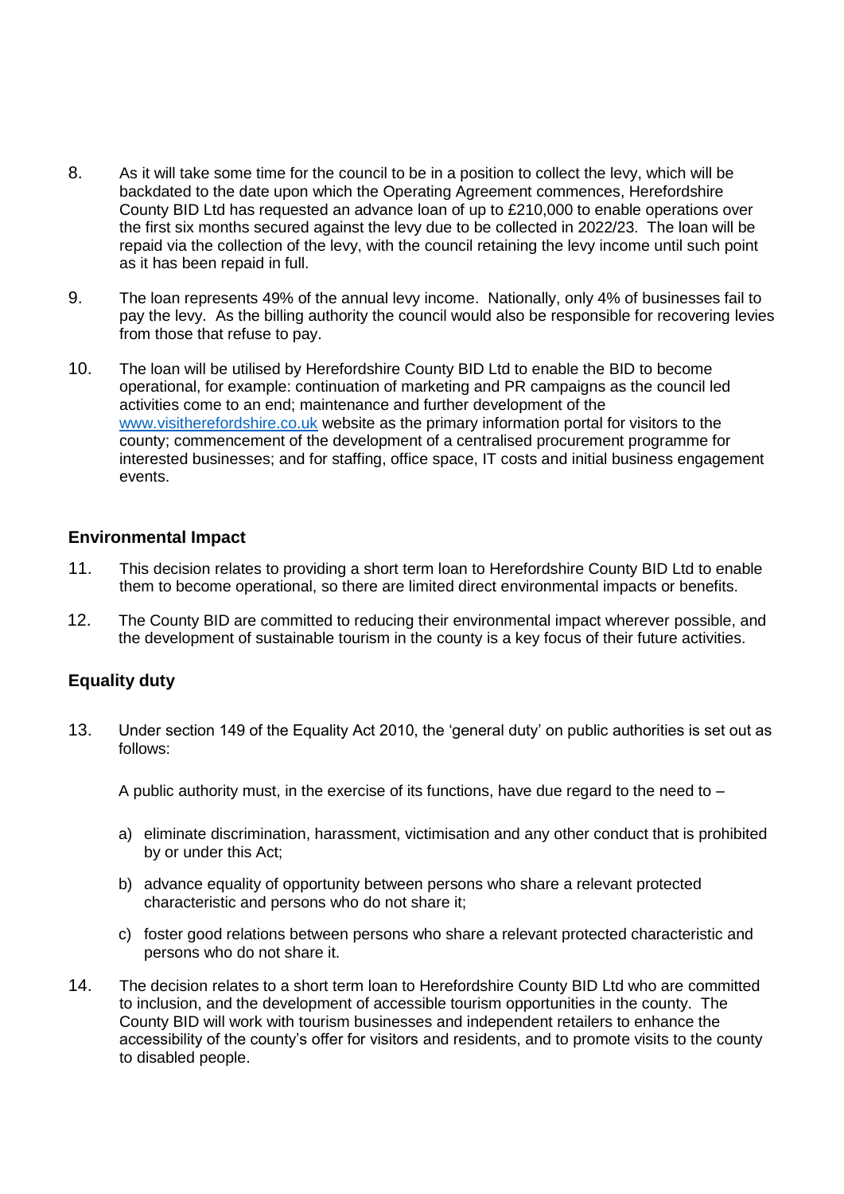8. As it will take some time for the council to be in a position to collect the levy, which will be backdated to the date upon which the Operating Agreement commences, Herefordshire County BID Ltd has requested an advance loan of up to £210,000 to enable operations over the first six months secured against the levy due to be collected in 2022/23. The loan will be repaid via the collection of the levy, with the council retaining the levy income until such point as it has been repaid in full.

9. The loan represents 49% of the annual levy income. Nationally, only 4% of businesses fail to pay the levy. As the billing authority the council would also be responsible for recovering levies from those that refuse to pay.

10. The loan will be utilised by Herefordshire County BID Ltd to enable the BID to become operational, for example: continuation of marketing and PR campaigns as the council led activities come to an end; maintenance and further development of the [www.visitherefordshire.co.uk](http://www.visitherefordshire.co.uk) website as the primary information portal for visitors to the county; commencement of the development of a centralised procurement programme for interested businesses; and for staffing, office space, IT costs and initial business engagement events.

## Environmental Impact

11. This decision relates to providing a short term loan to Herefordshire County BID Ltd to enable them to become operational, so there are limited direct environmental impacts or benefits.

12. The County BID are committed to reducing their environmental impact wherever possible, and the development of sustainable tourism in the county is a key focus of their future activities.

## Equality duty

13. Under section 149 of the Equality Act 2010, the 'general duty' on public authorities is set out as follows:

    A public authority must, in the exercise of its functions, have due regard to the need to –

    a) eliminate discrimination, harassment, victimisation and any other conduct that is prohibited by or under this Act;

    b) advance equality of opportunity between persons who share a relevant protected characteristic and persons who do not share it;

    c) foster good relations between persons who share a relevant protected characteristic and persons who do not share it.

14. The decision relates to a short term loan to Herefordshire County BID Ltd who are committed to inclusion, and the development of accessible tourism opportunities in the county. The County BID will work with tourism businesses and independent retailers to enhance the accessibility of the county's offer for visitors and residents, and to promote visits to the county to disabled people.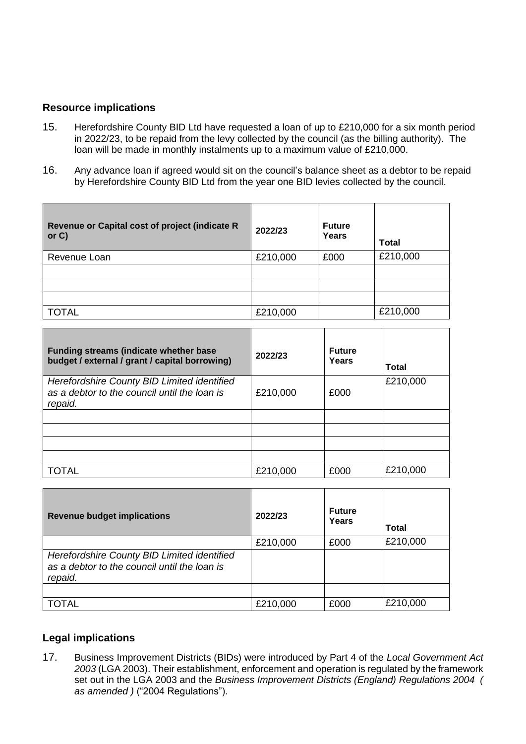## Resource implications

15. Herefordshire County BID Ltd have requested a loan of up to £210,000 for a six month period in 2022/23, to be repaid from the levy collected by the council (as the billing authority). The loan will be made in monthly instalments up to a maximum value of £210,000.

16. Any advance loan if agreed would sit on the council's balance sheet as a debtor to be repaid by Herefordshire County BID Ltd from the year one BID levies collected by the council.

| **Revenue or Capital cost of project (indicate R or C)** | **2022/23** | **Future Years** | **Total** |
|---|---|---|---|
| Revenue Loan | £210,000 | £000 | £210,000 |
| | | | |
| | | | |
| | | | |
| TOTAL | £210,000 | | £210,000 |

| **Funding streams (indicate whether base budget / external / grant / capital borrowing)** | **2022/23** | **Future Years** | **Total** |
|---|---|---|---|
| *Herefordshire County BID Limited identified as a debtor to the council until the loan is repaid.* | £210,000 | £000 | £210,000 |
| | | | |
| | | | |
| | | | |
| | | | |
| TOTAL | £210,000 | £000 | £210,000 |

| **Revenue budget implications** | **2022/23** | **Future Years** | **Total** |
|---|---|---|---|
| | £210,000 | £000 | £210,000 |
| *Herefordshire County BID Limited identified as a debtor to the council until the loan is repaid.* | | | |
| | | | |
| TOTAL | £210,000 | £000 | £210,000 |

## Legal implications

17. Business Improvement Districts (BIDs) were introduced by Part 4 of the *Local Government Act 2003* (LGA 2003). Their establishment, enforcement and operation is regulated by the framework set out in the LGA 2003 and the *Business Improvement Districts (England) Regulations 2004 ( as amended )* ("2004 Regulations").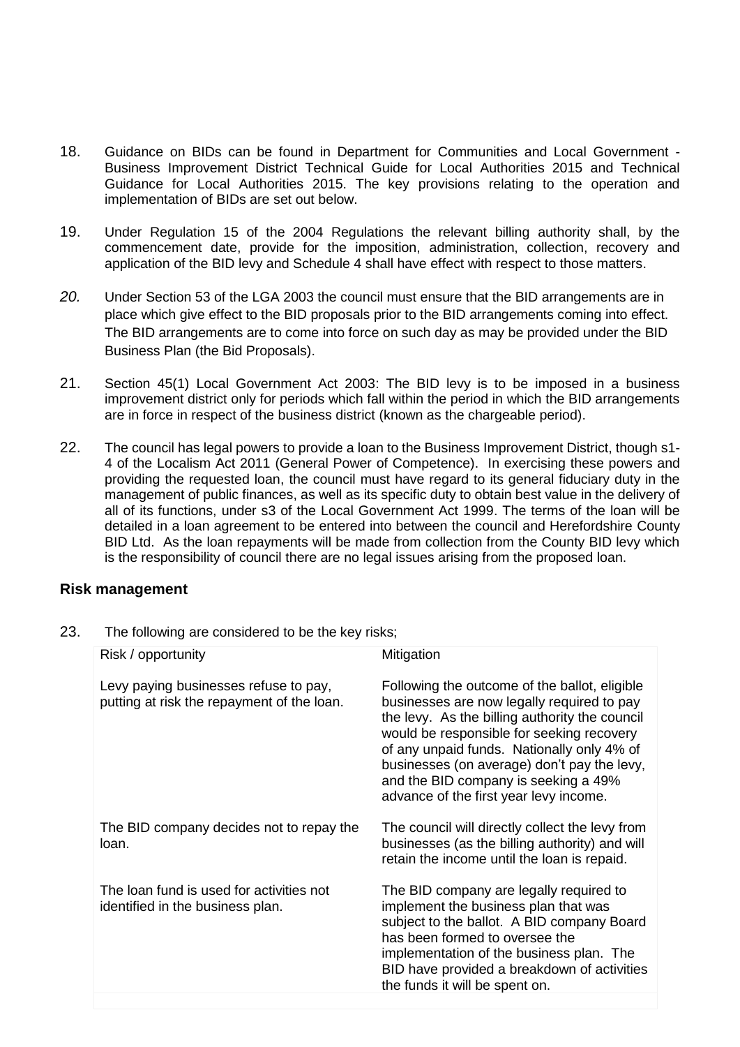18. Guidance on BIDs can be found in Department for Communities and Local Government - Business Improvement District Technical Guide for Local Authorities 2015 and Technical Guidance for Local Authorities 2015. The key provisions relating to the operation and implementation of BIDs are set out below.

19. Under Regulation 15 of the 2004 Regulations the relevant billing authority shall, by the commencement date, provide for the imposition, administration, collection, recovery and application of the BID levy and Schedule 4 shall have effect with respect to those matters.

*20.* Under Section 53 of the LGA 2003 the council must ensure that the BID arrangements are in place which give effect to the BID proposals prior to the BID arrangements coming into effect. The BID arrangements are to come into force on such day as may be provided under the BID Business Plan (the Bid Proposals).

21. Section 45(1) Local Government Act 2003: The BID levy is to be imposed in a business improvement district only for periods which fall within the period in which the BID arrangements are in force in respect of the business district (known as the chargeable period).

22. The council has legal powers to provide a loan to the Business Improvement District, though s1-4 of the Localism Act 2011 (General Power of Competence). In exercising these powers and providing the requested loan, the council must have regard to its general fiduciary duty in the management of public finances, as well as its specific duty to obtain best value in the delivery of all of its functions, under s3 of the Local Government Act 1999. The terms of the loan will be detailed in a loan agreement to be entered into between the council and Herefordshire County BID Ltd. As the loan repayments will be made from collection from the County BID levy which is the responsibility of council there are no legal issues arising from the proposed loan.

## Risk management

23. The following are considered to be the key risks;

| Risk / opportunity | Mitigation |
|---|---|
| Levy paying businesses refuse to pay, putting at risk the repayment of the loan. | Following the outcome of the ballot, eligible businesses are now legally required to pay the levy. As the billing authority the council would be responsible for seeking recovery of any unpaid funds. Nationally only 4% of businesses (on average) don't pay the levy, and the BID company is seeking a 49% advance of the first year levy income. |
| The BID company decides not to repay the loan. | The council will directly collect the levy from businesses (as the billing authority) and will retain the income until the loan is repaid. |
| The loan fund is used for activities not identified in the business plan. | The BID company are legally required to implement the business plan that was subject to the ballot. A BID company Board has been formed to oversee the implementation of the business plan. The BID have provided a breakdown of activities the funds it will be spent on. |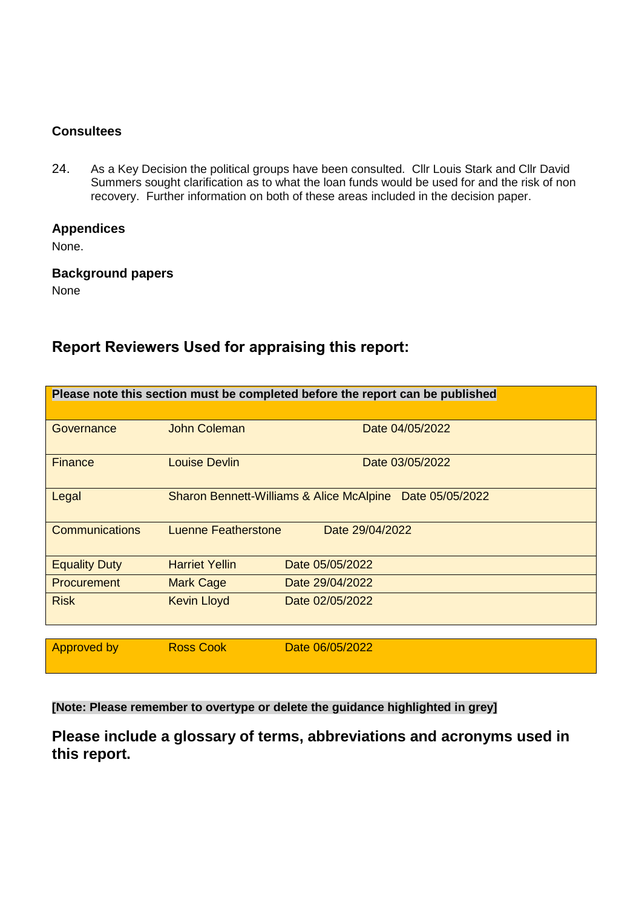**Consultees**

24. As a Key Decision the political groups have been consulted. Cllr Louis Stark and Cllr David Summers sought clarification as to what the loan funds would be used for and the risk of non recovery. Further information on both of these areas included in the decision paper.

**Appendices**

None.

**Background papers**

None

## Report Reviewers Used for appraising this report:

| | | |
|---|---|---|
| **Please note this section must be completed before the report can be published** | | |
| Governance | John Coleman | Date 04/05/2022 |
| Finance | Louise Devlin | Date 03/05/2022 |
| Legal | Sharon Bennett-Williams & Alice McAlpine | Date 05/05/2022 |
| Communications | Luenne Featherstone | Date 29/04/2022 |
| Equality Duty | Harriet Yellin | Date 05/05/2022 |
| Procurement | Mark Cage | Date 29/04/2022 |
| Risk | Kevin Lloyd | Date 02/05/2022 |

| | | |
|---|---|---|
| Approved by | Ross Cook | Date 06/05/2022 |

**[Note: Please remember to overtype or delete the guidance highlighted in grey]**

### Please include a glossary of terms, abbreviations and acronyms used in this report.